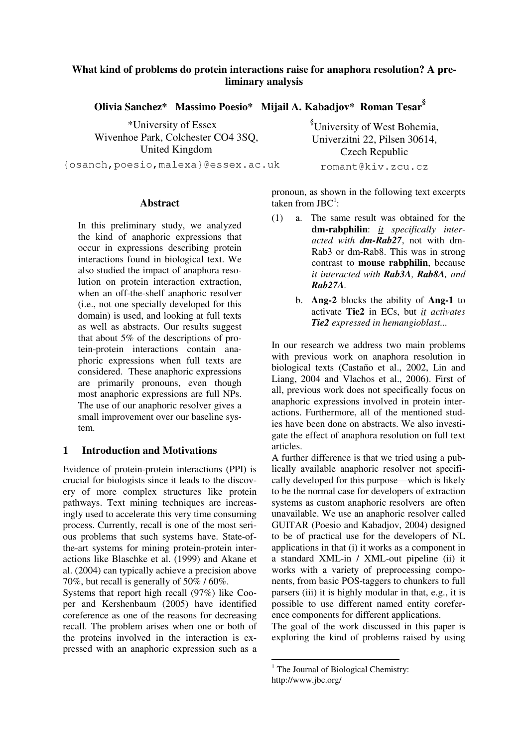# What kind of problems do protein interactions raise for anaphora resolution? A preliminary analysis

**Olivia Sanchez\*   Massimo Poesio\*   Mijail A. Kabadjov\*   Roman Tesar[§]**

\*University of Essex
Wivenhoe Park, Colchester CO4 3SQ,
United Kingdom
{osanch,poesio,malexa}@essex.ac.uk

[§]University of West Bohemia,
Univerzitni 22, Pilsen 30614,
Czech Republic
romant@kiv.zcu.cz

## Abstract

In this preliminary study, we analyzed the kind of anaphoric expressions that occur in expressions describing protein interactions found in biological text. We also studied the impact of anaphora resolution on protein interaction extraction, when an off-the-shelf anaphoric resolver (i.e., not one specially developed for this domain) is used, and looking at full texts as well as abstracts. Our results suggest that about 5% of the descriptions of protein-protein interactions contain anaphoric expressions when full texts are considered. These anaphoric expressions are primarily pronouns, even though most anaphoric expressions are full NPs. The use of our anaphoric resolver gives a small improvement over our baseline system.

## 1 Introduction and Motivations

Evidence of protein-protein interactions (PPI) is crucial for biologists since it leads to the discovery of more complex structures like protein pathways. Text mining techniques are increasingly used to accelerate this very time consuming process. Currently, recall is one of the most serious problems that such systems have. State-of-the-art systems for mining protein-protein interactions like Blaschke et al. (1999) and Akane et al. (2004) can typically achieve a precision above 70%, but recall is generally of 50% / 60%.

Systems that report high recall (97%) like Cooper and Kershenbaum (2005) have identified coreference as one of the reasons for decreasing recall. The problem arises when one or both of the proteins involved in the interaction is expressed with an anaphoric expression such as a pronoun, as shown in the following text excerpts taken from JBC[1]:

(1) a. The same result was obtained for the **dm-rabphilin**: *it* *specifically interacted with* ***dm-Rab27***, not with dm-Rab3 or dm-Rab8. This was in strong contrast to **mouse rabphilin**, because *it* *interacted with* ***Rab3A**, **Rab8A**, and **Rab27A***.

b. **Ang-2** blocks the ability of **Ang-1** to activate **Tie2** in ECs, but *it* *activates* ***Tie2*** *expressed in hemangioblast...*

In our research we address two main problems with previous work on anaphora resolution in biological texts (Castaño et al., 2002, Lin and Liang, 2004 and Vlachos et al., 2006). First of all, previous work does not specifically focus on anaphoric expressions involved in protein interactions. Furthermore, all of the mentioned studies have been done on abstracts. We also investigate the effect of anaphora resolution on full text articles.

A further difference is that we tried using a publically available anaphoric resolver not specifically developed for this purpose—which is likely to be the normal case for developers of extraction systems as custom anaphoric resolvers are often unavailable. We use an anaphoric resolver called GUITAR (Poesio and Kabadjov, 2004) designed to be of practical use for the developers of NL applications in that (i) it works as a component in a standard XML-in / XML-out pipeline (ii) it works with a variety of preprocessing components, from basic POS-taggers to chunkers to full parsers (iii) it is highly modular in that, e.g., it is possible to use different named entity coreference components for different applications.

The goal of the work discussed in this paper is exploring the kind of problems raised by using

[1] The Journal of Biological Chemistry: http://www.jbc.org/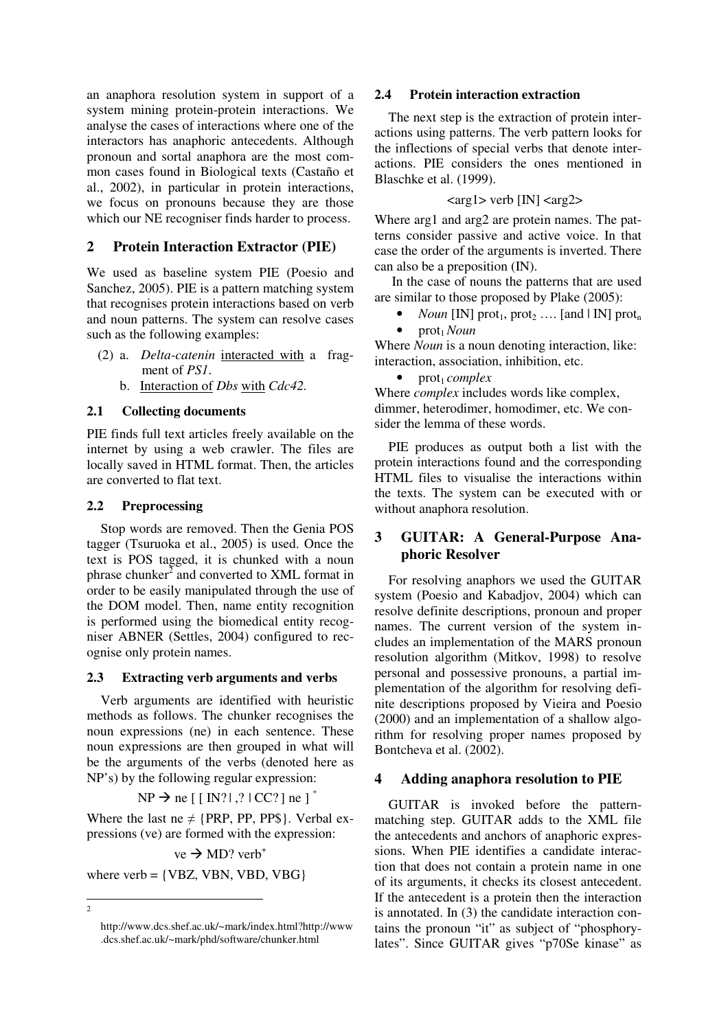an anaphora resolution system in support of a system mining protein-protein interactions. We analyse the cases of interactions where one of the interactors has anaphoric antecedents. Although pronoun and sortal anaphora are the most common cases found in Biological texts (Castaño et al., 2002), in particular in protein interactions, we focus on pronouns because they are those which our NE recogniser finds harder to process.

## 2 Protein Interaction Extractor (PIE)

We used as baseline system PIE (Poesio and Sanchez, 2005). PIE is a pattern matching system that recognises protein interactions based on verb and noun patterns. The system can resolve cases such as the following examples:

(2) a. *Delta-catenin* interacted with a fragment of *PS1*.

b. Interaction of *Dbs* with *Cdc42*.

### 2.1 Collecting documents

PIE finds full text articles freely available on the internet by using a web crawler. The files are locally saved in HTML format. Then, the articles are converted to flat text.

### 2.2 Preprocessing

Stop words are removed. Then the Genia POS tagger (Tsuruoka et al., 2005) is used. Once the text is POS tagged, it is chunked with a noun phrase chunker[2] and converted to XML format in order to be easily manipulated through the use of the DOM model. Then, name entity recognition is performed using the biomedical entity recogniser ABNER (Settles, 2004) configured to recognise only protein names.

### 2.3 Extracting verb arguments and verbs

Verb arguments are identified with heuristic methods as follows. The chunker recognises the noun expressions (ne) in each sentence. These noun expressions are then grouped in what will be the arguments of the verbs (denoted here as NP's) by the following regular expression:

$$NP \rightarrow ne\ [\ [\ IN?\ |\ ,?\ |\ CC?\ ]\ ne\ ]^{*}$$

Where the last ne ≠ {PRP, PP, PP$}. Verbal expressions (ve) are formed with the expression:

$$ve \rightarrow MD?\ verb^{+}$$

where verb = {VBZ, VBN, VBD, VBG}

### 2.4 Protein interaction extraction

The next step is the extraction of protein interactions using patterns. The verb pattern looks for the inflections of special verbs that denote interactions. PIE considers the ones mentioned in Blaschke et al. (1999).

<arg1> verb [IN] <arg2>

Where arg1 and arg2 are protein names. The patterns consider passive and active voice. In that case the order of the arguments is inverted. There can also be a preposition (IN).

In the case of nouns the patterns that are used are similar to those proposed by Plake (2005):

- *Noun* [IN] $prot_1$, $prot_2$ …. [and | IN] $prot_n$
- $prot_1$ *Noun*

Where *Noun* is a noun denoting interaction, like: interaction, association, inhibition, etc.

- $prot_1$ *complex*

Where *complex* includes words like complex, dimmer, heterodimer, homodimer, etc. We consider the lemma of these words.

PIE produces as output both a list with the protein interactions found and the corresponding HTML files to visualise the interactions within the texts. The system can be executed with or without anaphora resolution.

## 3 GUITAR: A General-Purpose Anaphoric Resolver

For resolving anaphors we used the GUITAR system (Poesio and Kabadjov, 2004) which can resolve definite descriptions, pronoun and proper names. The current version of the system includes an implementation of the MARS pronoun resolution algorithm (Mitkov, 1998) to resolve personal and possessive pronouns, a partial implementation of the algorithm for resolving definite descriptions proposed by Vieira and Poesio (2000) and an implementation of a shallow algorithm for resolving proper names proposed by Bontcheva et al. (2002).

## 4 Adding anaphora resolution to PIE

GUITAR is invoked before the pattern-matching step. GUITAR adds to the XML file the antecedents and anchors of anaphoric expressions. When PIE identifies a candidate interaction that does not contain a protein name in one of its arguments, it checks its closest antecedent. If the antecedent is a protein then the interaction is annotated. In (3) the candidate interaction contains the pronoun "it" as subject of "phosphorylates". Since GUITAR gives "p70Se kinase" as

---

[2] http://www.dcs.shef.ac.uk/~mark/index.html?http://www.dcs.shef.ac.uk/~mark/phd/software/chunker.html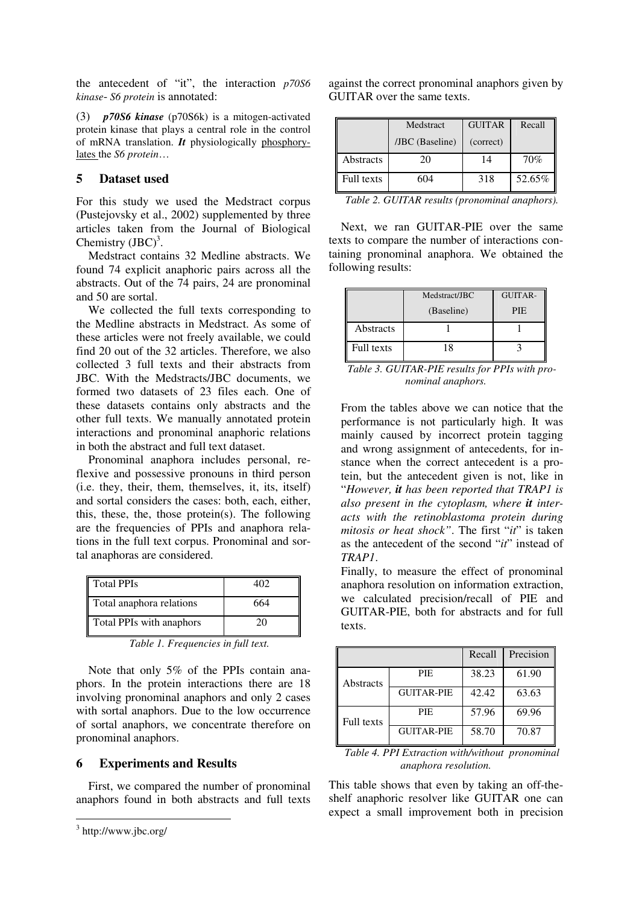the antecedent of "it", the interaction *p70S6 kinase- S6 protein* is annotated:

(3) ***p70S6 kinase*** (p70S6k) is a mitogen-activated protein kinase that plays a central role in the control of mRNA translation. ***It*** physiologically phosphorylates the *S6 protein*…

## 5 Dataset used

For this study we used the Medstract corpus (Pustejovsky et al., 2002) supplemented by three articles taken from the Journal of Biological Chemistry (JBC)[3].

Medstract contains 32 Medline abstracts. We found 74 explicit anaphoric pairs across all the abstracts. Out of the 74 pairs, 24 are pronominal and 50 are sortal.

We collected the full texts corresponding to the Medline abstracts in Medstract. As some of these articles were not freely available, we could find 20 out of the 32 articles. Therefore, we also collected 3 full texts and their abstracts from JBC. With the Medstracts/JBC documents, we formed two datasets of 23 files each. One of these datasets contains only abstracts and the other full texts. We manually annotated protein interactions and pronominal anaphoric relations in both the abstract and full text dataset.

Pronominal anaphora includes personal, reflexive and possessive pronouns in third person (i.e. they, their, them, themselves, it, its, itself) and sortal considers the cases: both, each, either, this, these, the, those protein(s). The following are the frequencies of PPIs and anaphora relations in the full text corpus. Pronominal and sortal anaphoras are considered.

| | |
|---|---|
| Total PPIs | 402 |
| Total anaphora relations | 664 |
| Total PPIs with anaphors | 20 |

*Table 1. Frequencies in full text.*

Note that only 5% of the PPIs contain anaphors. In the protein interactions there are 18 involving pronominal anaphors and only 2 cases with sortal anaphors. Due to the low occurrence of sortal anaphors, we concentrate therefore on pronominal anaphors.

## 6 Experiments and Results

First, we compared the number of pronominal anaphors found in both abstracts and full texts against the correct pronominal anaphors given by GUITAR over the same texts.

| | Medstract /JBC (Baseline) | GUITAR (correct) | Recall |
|---|---|---|---|
| Abstracts | 20 | 14 | 70% |
| Full texts | 604 | 318 | 52.65% |

*Table 2. GUITAR results (pronominal anaphors).*

Next, we ran GUITAR-PIE over the same texts to compare the number of interactions containing pronominal anaphora. We obtained the following results:

| | Medstract/JBC (Baseline) | GUITAR-PIE |
|---|---|---|
| Abstracts | 1 | 1 |
| Full texts | 18 | 3 |

*Table 3. GUITAR-PIE results for PPIs with pronominal anaphors.*

From the tables above we can notice that the performance is not particularly high. It was mainly caused by incorrect protein tagging and wrong assignment of antecedents, for instance when the correct antecedent is a protein, but the antecedent given is not, like in "*However, **it** has been reported that TRAP1 is also present in the cytoplasm, where **it** interacts with the retinoblastoma protein during mitosis or heat shock"*. The first "*it*" is taken as the antecedent of the second "*it*" instead of *TRAP1*.

Finally, to measure the effect of pronominal anaphora resolution on information extraction, we calculated precision/recall of PIE and GUITAR-PIE, both for abstracts and for full texts.

| | | Recall | Precision |
|---|---|---|---|
| Abstracts | PIE | 38.23 | 61.90 |
| | GUITAR-PIE | 42.42 | 63.63 |
| Full texts | PIE | 57.96 | 69.96 |
| | GUITAR-PIE | 58.70 | 70.87 |

*Table 4. PPI Extraction with/without pronominal anaphora resolution.*

This table shows that even by taking an off-the-shelf anaphoric resolver like GUITAR one can expect a small improvement both in precision

[3] http://www.jbc.org/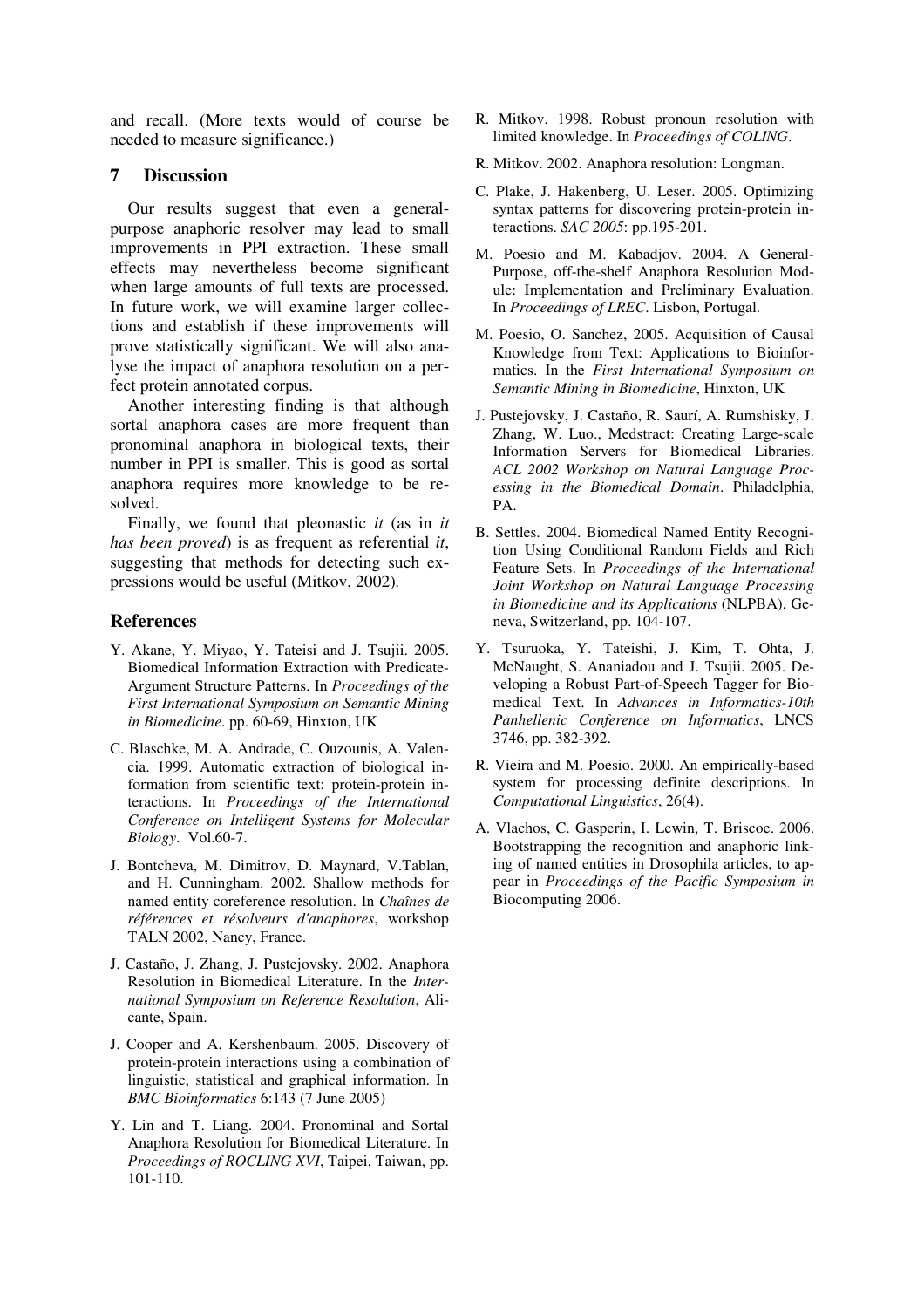and recall. (More texts would of course be needed to measure significance.)

## 7 Discussion

Our results suggest that even a general-purpose anaphoric resolver may lead to small improvements in PPI extraction. These small effects may nevertheless become significant when large amounts of full texts are processed. In future work, we will examine larger collections and establish if these improvements will prove statistically significant. We will also analyse the impact of anaphora resolution on a perfect protein annotated corpus.

Another interesting finding is that although sortal anaphora cases are more frequent than pronominal anaphora in biological texts, their number in PPI is smaller. This is good as sortal anaphora requires more knowledge to be resolved.

Finally, we found that pleonastic *it* (as in *it has been proved*) is as frequent as referential *it*, suggesting that methods for detecting such expressions would be useful (Mitkov, 2002).

## References

Y. Akane, Y. Miyao, Y. Tateisi and J. Tsujii. 2005. Biomedical Information Extraction with Predicate-Argument Structure Patterns. In *Proceedings of the First International Symposium on Semantic Mining in Biomedicine*. pp. 60-69, Hinxton, UK

C. Blaschke, M. A. Andrade, C. Ouzounis, A. Valencia. 1999. Automatic extraction of biological information from scientific text: protein-protein interactions. In *Proceedings of the International Conference on Intelligent Systems for Molecular Biology*. Vol.60-7.

J. Bontcheva, M. Dimitrov, D. Maynard, V.Tablan, and H. Cunningham. 2002. Shallow methods for named entity coreference resolution. In *Chaînes de références et résolveurs d'anaphores*, workshop TALN 2002, Nancy, France.

J. Castaño, J. Zhang, J. Pustejovsky. 2002. Anaphora Resolution in Biomedical Literature. In the *International Symposium on Reference Resolution*, Alicante, Spain.

J. Cooper and A. Kershenbaum. 2005. Discovery of protein-protein interactions using a combination of linguistic, statistical and graphical information. In *BMC Bioinformatics* 6:143 (7 June 2005)

Y. Lin and T. Liang. 2004. Pronominal and Sortal Anaphora Resolution for Biomedical Literature. In *Proceedings of ROCLING XVI*, Taipei, Taiwan, pp. 101-110.

R. Mitkov. 1998. Robust pronoun resolution with limited knowledge. In *Proceedings of COLING*.

R. Mitkov. 2002. Anaphora resolution: Longman.

C. Plake, J. Hakenberg, U. Leser. 2005. Optimizing syntax patterns for discovering protein-protein interactions. *SAC 2005*: pp.195-201.

M. Poesio and M. Kabadjov. 2004. A General-Purpose, off-the-shelf Anaphora Resolution Module: Implementation and Preliminary Evaluation. In *Proceedings of LREC*. Lisbon, Portugal.

M. Poesio, O. Sanchez, 2005. Acquisition of Causal Knowledge from Text: Applications to Bioinformatics. In the *First International Symposium on Semantic Mining in Biomedicine*, Hinxton, UK

J. Pustejovsky, J. Castaño, R. Saurí, A. Rumshisky, J. Zhang, W. Luo., Medstract: Creating Large-scale Information Servers for Biomedical Libraries. *ACL 2002 Workshop on Natural Language Processing in the Biomedical Domain*. Philadelphia, PA.

B. Settles. 2004. Biomedical Named Entity Recognition Using Conditional Random Fields and Rich Feature Sets. In *Proceedings of the International Joint Workshop on Natural Language Processing in Biomedicine and its Applications* (NLPBA), Geneva, Switzerland, pp. 104-107.

Y. Tsuruoka, Y. Tateishi, J. Kim, T. Ohta, J. McNaught, S. Ananiadou and J. Tsujii. 2005. Developing a Robust Part-of-Speech Tagger for Biomedical Text. In *Advances in Informatics-10th Panhellenic Conference on Informatics*, LNCS 3746, pp. 382-392.

R. Vieira and M. Poesio. 2000. An empirically-based system for processing definite descriptions. In *Computational Linguistics*, 26(4).

A. Vlachos, C. Gasperin, I. Lewin, T. Briscoe. 2006. Bootstrapping the recognition and anaphoric linking of named entities in Drosophila articles, to appear in *Proceedings of the Pacific Symposium in* Biocomputing 2006.